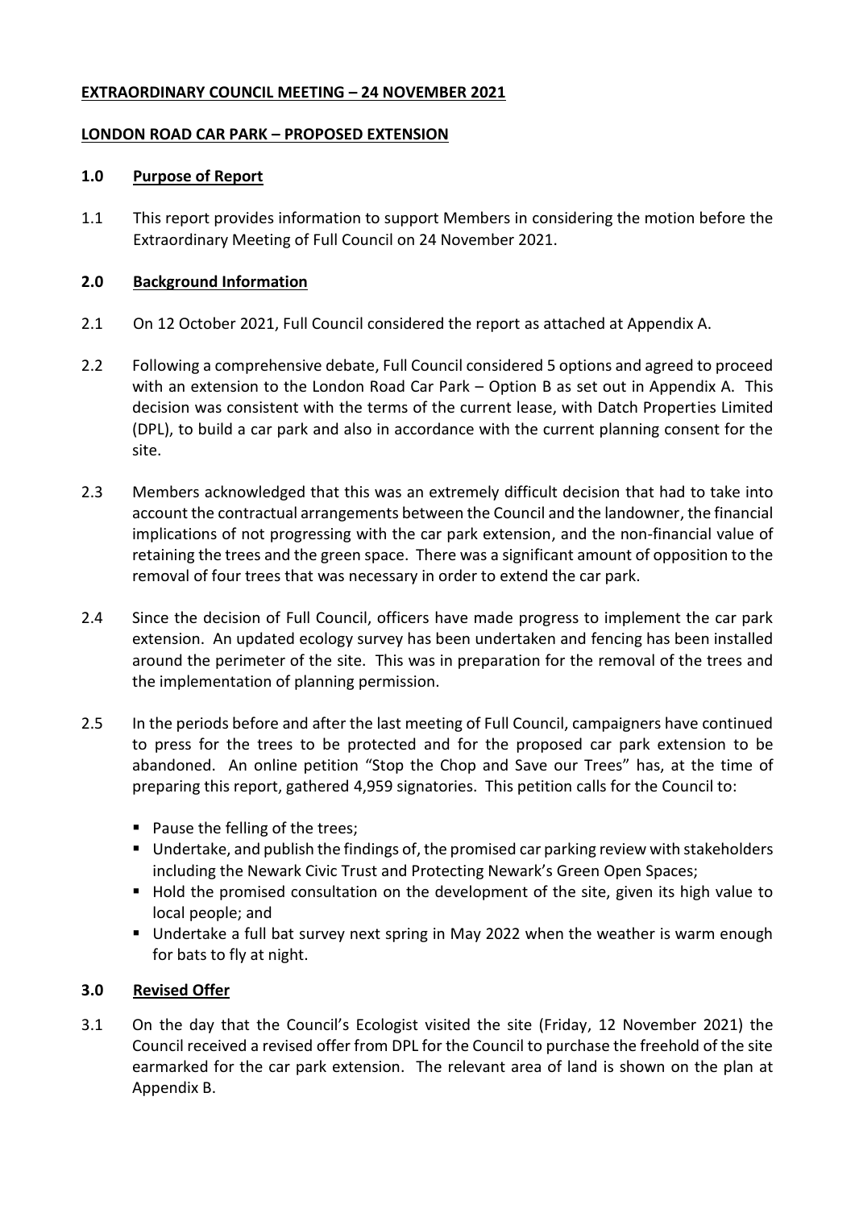**EXTRAORDINARY COUNCIL MEETING – 24 NOVEMBER 2021**

**LONDON ROAD CAR PARK – PROPOSED EXTENSION**

## 1.0 Purpose of Report

1.1 This report provides information to support Members in considering the motion before the Extraordinary Meeting of Full Council on 24 November 2021.

## 2.0 Background Information

2.1 On 12 October 2021, Full Council considered the report as attached at Appendix A.

2.2 Following a comprehensive debate, Full Council considered 5 options and agreed to proceed with an extension to the London Road Car Park – Option B as set out in Appendix A. This decision was consistent with the terms of the current lease, with Datch Properties Limited (DPL), to build a car park and also in accordance with the current planning consent for the site.

2.3 Members acknowledged that this was an extremely difficult decision that had to take into account the contractual arrangements between the Council and the landowner, the financial implications of not progressing with the car park extension, and the non-financial value of retaining the trees and the green space. There was a significant amount of opposition to the removal of four trees that was necessary in order to extend the car park.

2.4 Since the decision of Full Council, officers have made progress to implement the car park extension. An updated ecology survey has been undertaken and fencing has been installed around the perimeter of the site. This was in preparation for the removal of the trees and the implementation of planning permission.

2.5 In the periods before and after the last meeting of Full Council, campaigners have continued to press for the trees to be protected and for the proposed car park extension to be abandoned. An online petition "Stop the Chop and Save our Trees" has, at the time of preparing this report, gathered 4,959 signatories. This petition calls for the Council to:

- Pause the felling of the trees;
- Undertake, and publish the findings of, the promised car parking review with stakeholders including the Newark Civic Trust and Protecting Newark's Green Open Spaces;
- Hold the promised consultation on the development of the site, given its high value to local people; and
- Undertake a full bat survey next spring in May 2022 when the weather is warm enough for bats to fly at night.

## 3.0 Revised Offer

3.1 On the day that the Council's Ecologist visited the site (Friday, 12 November 2021) the Council received a revised offer from DPL for the Council to purchase the freehold of the site earmarked for the car park extension. The relevant area of land is shown on the plan at Appendix B.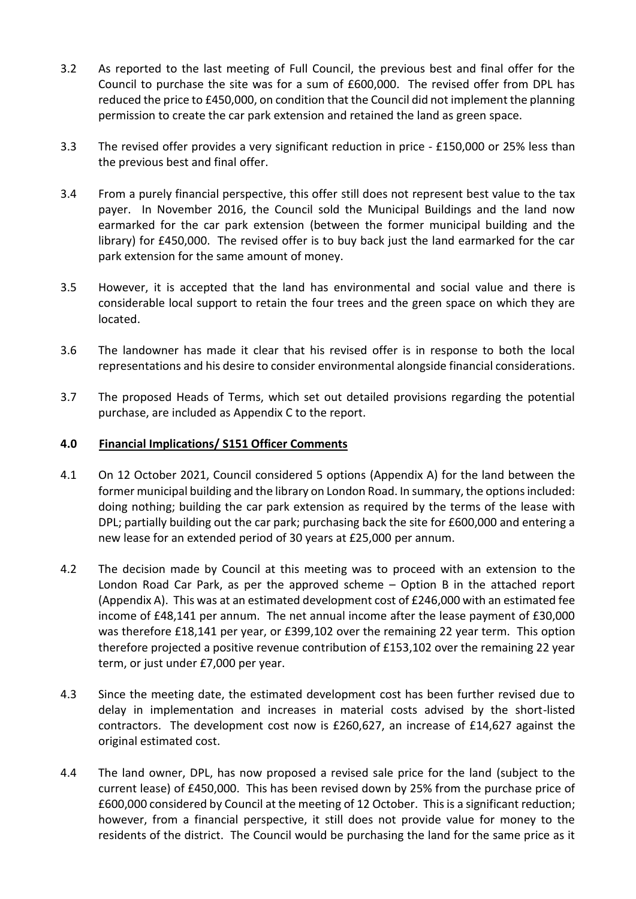3.2 As reported to the last meeting of Full Council, the previous best and final offer for the Council to purchase the site was for a sum of £600,000. The revised offer from DPL has reduced the price to £450,000, on condition that the Council did not implement the planning permission to create the car park extension and retained the land as green space.

3.3 The revised offer provides a very significant reduction in price - £150,000 or 25% less than the previous best and final offer.

3.4 From a purely financial perspective, this offer still does not represent best value to the tax payer. In November 2016, the Council sold the Municipal Buildings and the land now earmarked for the car park extension (between the former municipal building and the library) for £450,000. The revised offer is to buy back just the land earmarked for the car park extension for the same amount of money.

3.5 However, it is accepted that the land has environmental and social value and there is considerable local support to retain the four trees and the green space on which they are located.

3.6 The landowner has made it clear that his revised offer is in response to both the local representations and his desire to consider environmental alongside financial considerations.

3.7 The proposed Heads of Terms, which set out detailed provisions regarding the potential purchase, are included as Appendix C to the report.

## 4.0 Financial Implications/ S151 Officer Comments

4.1 On 12 October 2021, Council considered 5 options (Appendix A) for the land between the former municipal building and the library on London Road. In summary, the options included: doing nothing; building the car park extension as required by the terms of the lease with DPL; partially building out the car park; purchasing back the site for £600,000 and entering a new lease for an extended period of 30 years at £25,000 per annum.

4.2 The decision made by Council at this meeting was to proceed with an extension to the London Road Car Park, as per the approved scheme – Option B in the attached report (Appendix A). This was at an estimated development cost of £246,000 with an estimated fee income of £48,141 per annum. The net annual income after the lease payment of £30,000 was therefore £18,141 per year, or £399,102 over the remaining 22 year term. This option therefore projected a positive revenue contribution of £153,102 over the remaining 22 year term, or just under £7,000 per year.

4.3 Since the meeting date, the estimated development cost has been further revised due to delay in implementation and increases in material costs advised by the short-listed contractors. The development cost now is £260,627, an increase of £14,627 against the original estimated cost.

4.4 The land owner, DPL, has now proposed a revised sale price for the land (subject to the current lease) of £450,000. This has been revised down by 25% from the purchase price of £600,000 considered by Council at the meeting of 12 October. This is a significant reduction; however, from a financial perspective, it still does not provide value for money to the residents of the district. The Council would be purchasing the land for the same price as it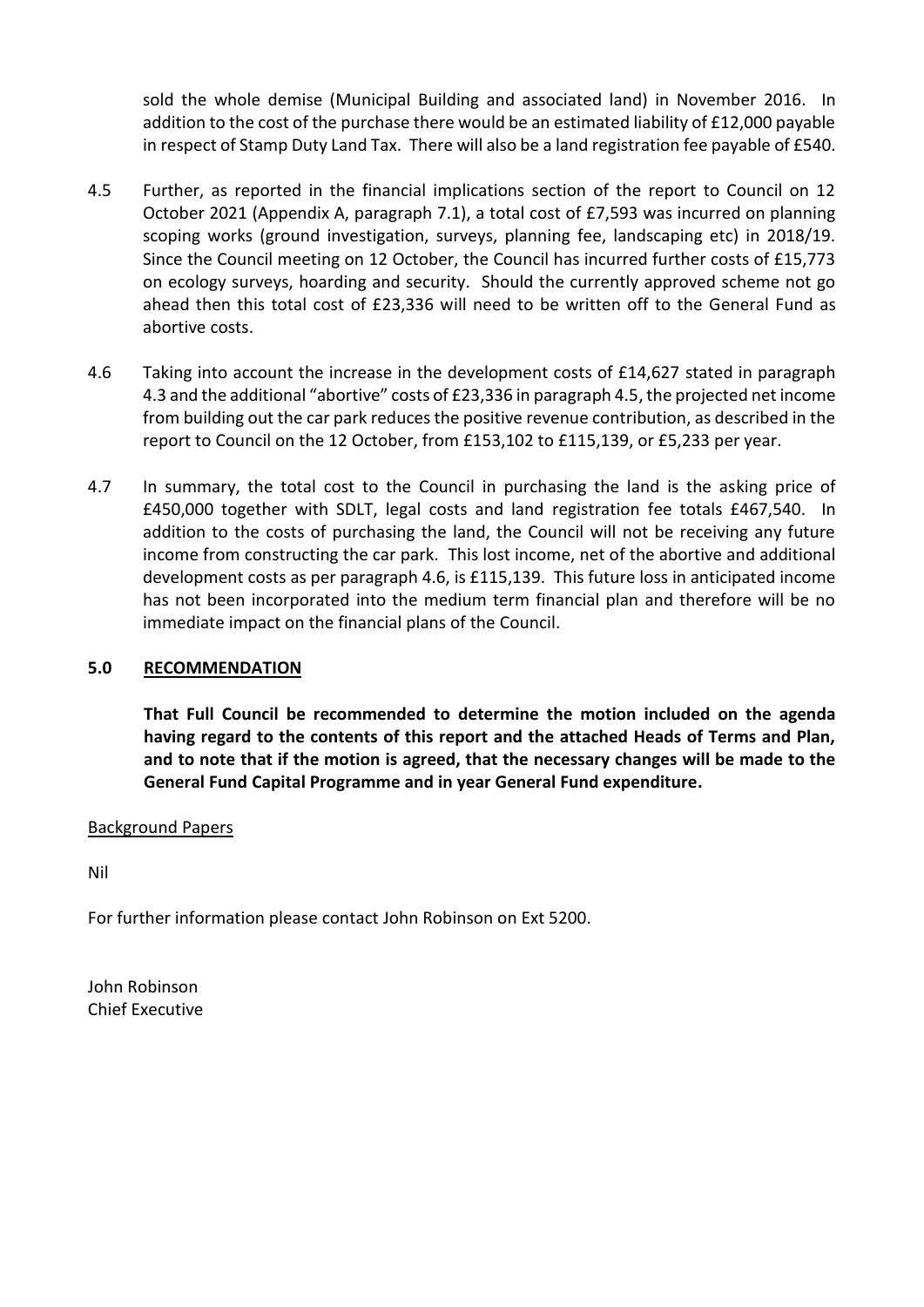sold the whole demise (Municipal Building and associated land) in November 2016. In addition to the cost of the purchase there would be an estimated liability of £12,000 payable in respect of Stamp Duty Land Tax. There will also be a land registration fee payable of £540.

4.5 Further, as reported in the financial implications section of the report to Council on 12 October 2021 (Appendix A, paragraph 7.1), a total cost of £7,593 was incurred on planning scoping works (ground investigation, surveys, planning fee, landscaping etc) in 2018/19. Since the Council meeting on 12 October, the Council has incurred further costs of £15,773 on ecology surveys, hoarding and security. Should the currently approved scheme not go ahead then this total cost of £23,336 will need to be written off to the General Fund as abortive costs.

4.6 Taking into account the increase in the development costs of £14,627 stated in paragraph 4.3 and the additional "abortive" costs of £23,336 in paragraph 4.5, the projected net income from building out the car park reduces the positive revenue contribution, as described in the report to Council on the 12 October, from £153,102 to £115,139, or £5,233 per year.

4.7 In summary, the total cost to the Council in purchasing the land is the asking price of £450,000 together with SDLT, legal costs and land registration fee totals £467,540. In addition to the costs of purchasing the land, the Council will not be receiving any future income from constructing the car park. This lost income, net of the abortive and additional development costs as per paragraph 4.6, is £115,139. This future loss in anticipated income has not been incorporated into the medium term financial plan and therefore will be no immediate impact on the financial plans of the Council.

## 5.0 RECOMMENDATION

**That Full Council be recommended to determine the motion included on the agenda having regard to the contents of this report and the attached Heads of Terms and Plan, and to note that if the motion is agreed, that the necessary changes will be made to the General Fund Capital Programme and in year General Fund expenditure.**

Background Papers

Nil

For further information please contact John Robinson on Ext 5200.

John Robinson
Chief Executive